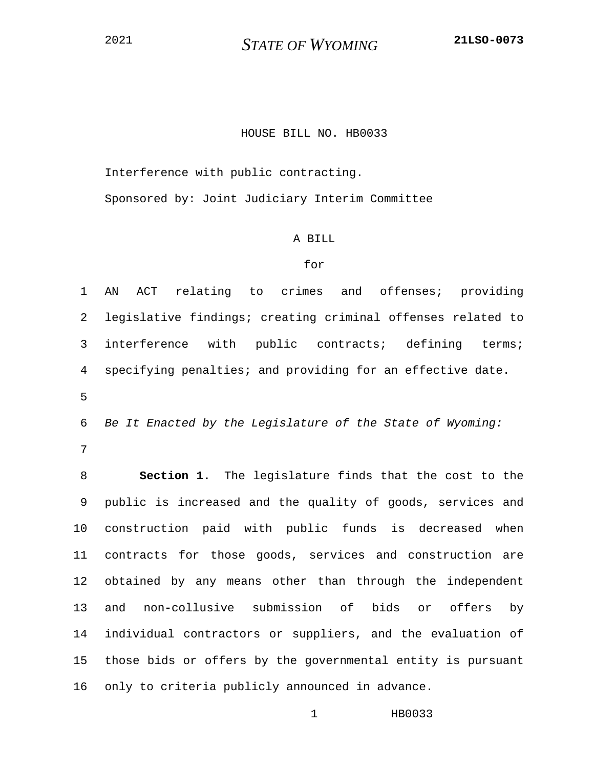HOUSE BILL NO. HB0033

Interference with public contracting.

Sponsored by: Joint Judiciary Interim Committee

A BILL

for

AN ACT relating to crimes and offenses; providing legislative findings; creating criminal offenses related to interference with public contracts; defining terms; specifying penalties; and providing for an effective date.

*Be It Enacted by the Legislature of the State of Wyoming:*

**Section 1.** The legislature finds that the cost to the public is increased and the quality of goods, services and construction paid with public funds is decreased when contracts for those goods, services and construction are obtained by any means other than through the independent and non-collusive submission of bids or offers by individual contractors or suppliers, and the evaluation of those bids or offers by the governmental entity is pursuant only to criteria publicly announced in advance.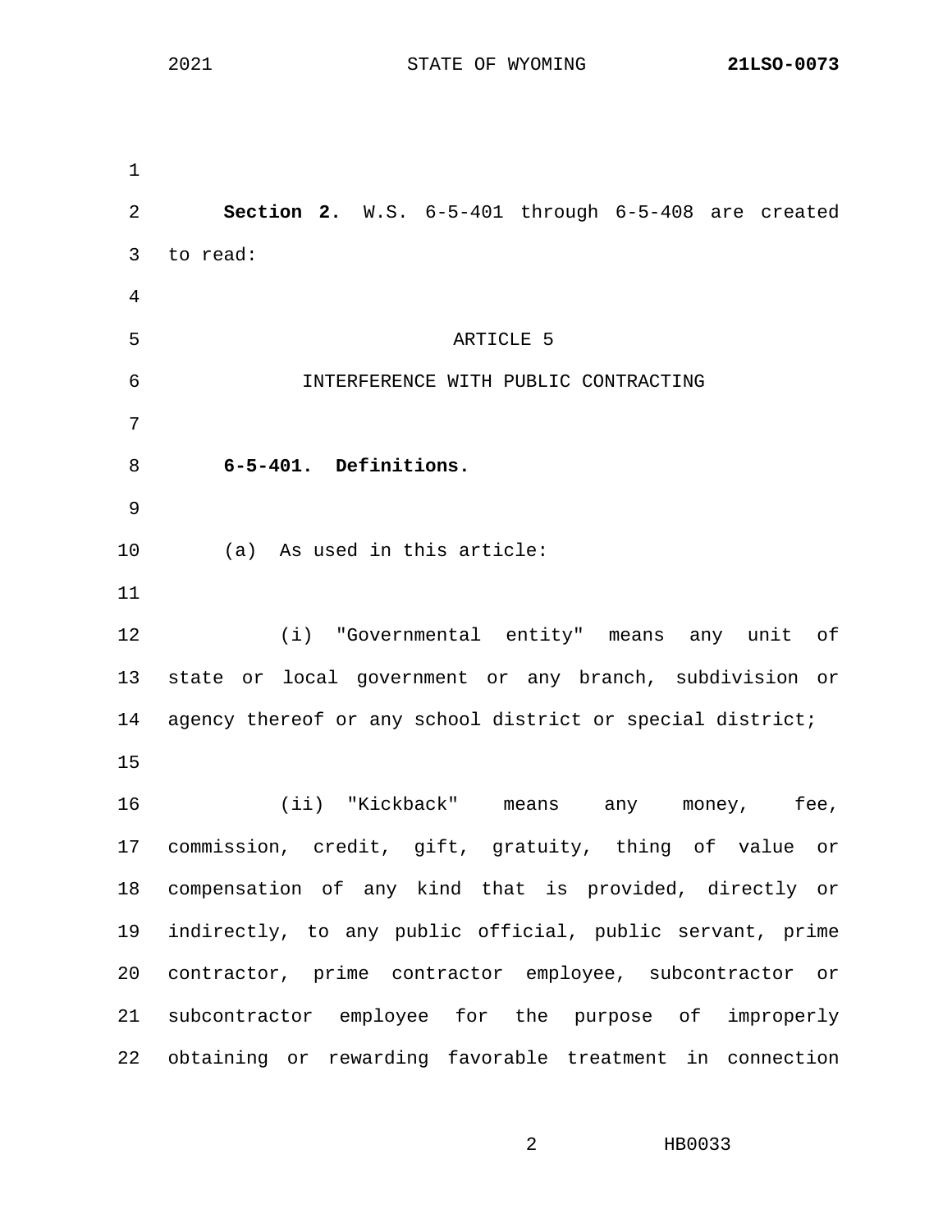**Section 2.** W.S. 6-5-401 through 6-5-408 are created to read:

ARTICLE 5

INTERFERENCE WITH PUBLIC CONTRACTING

**6-5-401. Definitions.**

(a) As used in this article:

(i) "Governmental entity" means any unit of state or local government or any branch, subdivision or agency thereof or any school district or special district;

(ii) "Kickback" means any money, fee, commission, credit, gift, gratuity, thing of value or compensation of any kind that is provided, directly or indirectly, to any public official, public servant, prime contractor, prime contractor employee, subcontractor or subcontractor employee for the purpose of improperly obtaining or rewarding favorable treatment in connection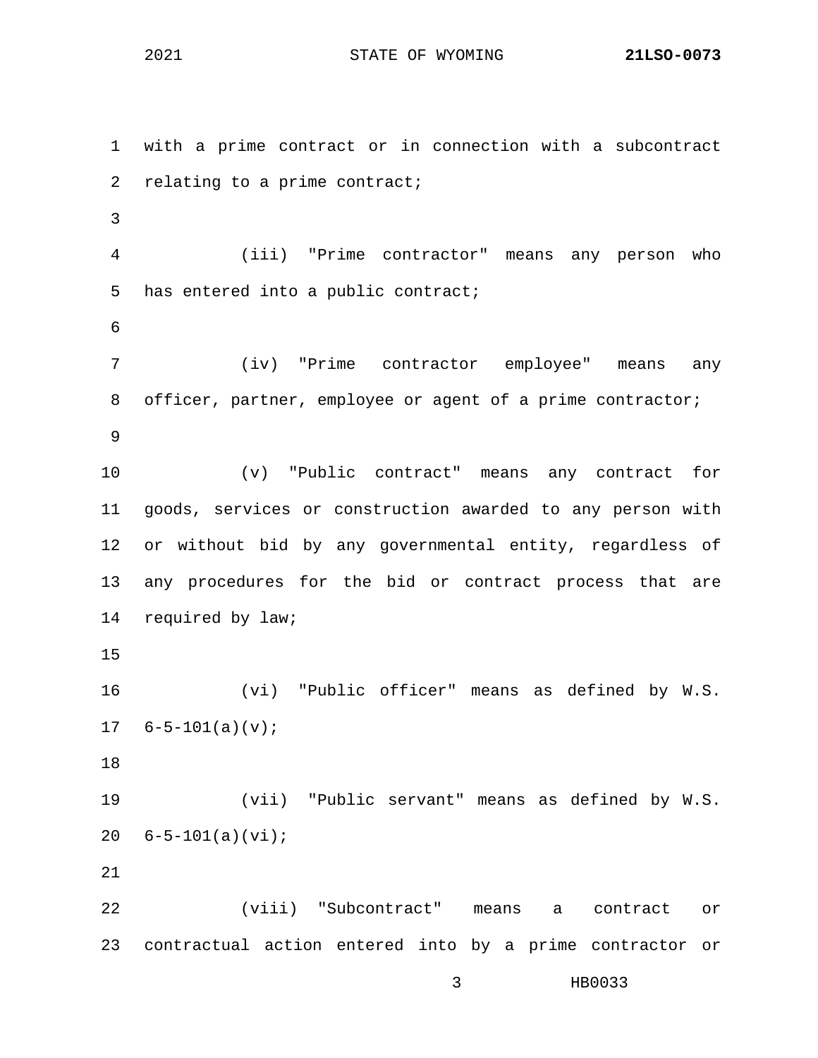with a prime contract or in connection with a subcontract relating to a prime contract;

(iii) "Prime contractor" means any person who has entered into a public contract;

(iv) "Prime contractor employee" means any officer, partner, employee or agent of a prime contractor;

(v) "Public contract" means any contract for goods, services or construction awarded to any person with or without bid by any governmental entity, regardless of any procedures for the bid or contract process that are required by law;

(vi) "Public officer" means as defined by W.S. 6-5-101(a)(v);

(vii) "Public servant" means as defined by W.S. 6-5-101(a)(vi);

(viii) "Subcontract" means a contract or contractual action entered into by a prime contractor or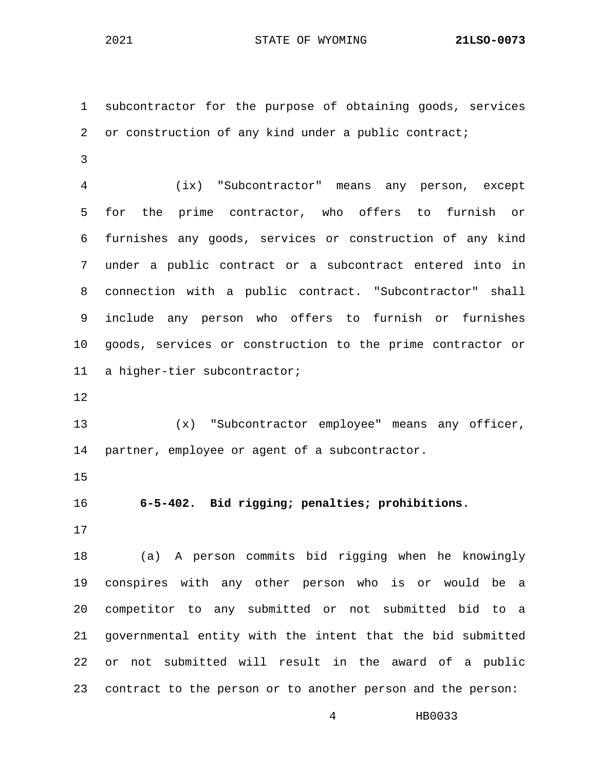subcontractor for the purpose of obtaining goods, services or construction of any kind under a public contract;

(ix) "Subcontractor" means any person, except for the prime contractor, who offers to furnish or furnishes any goods, services or construction of any kind under a public contract or a subcontract entered into in connection with a public contract. "Subcontractor" shall include any person who offers to furnish or furnishes goods, services or construction to the prime contractor or a higher-tier subcontractor;

(x) "Subcontractor employee" means any officer, partner, employee or agent of a subcontractor.

**6-5-402. Bid rigging; penalties; prohibitions.**

(a) A person commits bid rigging when he knowingly conspires with any other person who is or would be a competitor to any submitted or not submitted bid to a governmental entity with the intent that the bid submitted or not submitted will result in the award of a public contract to the person or to another person and the person: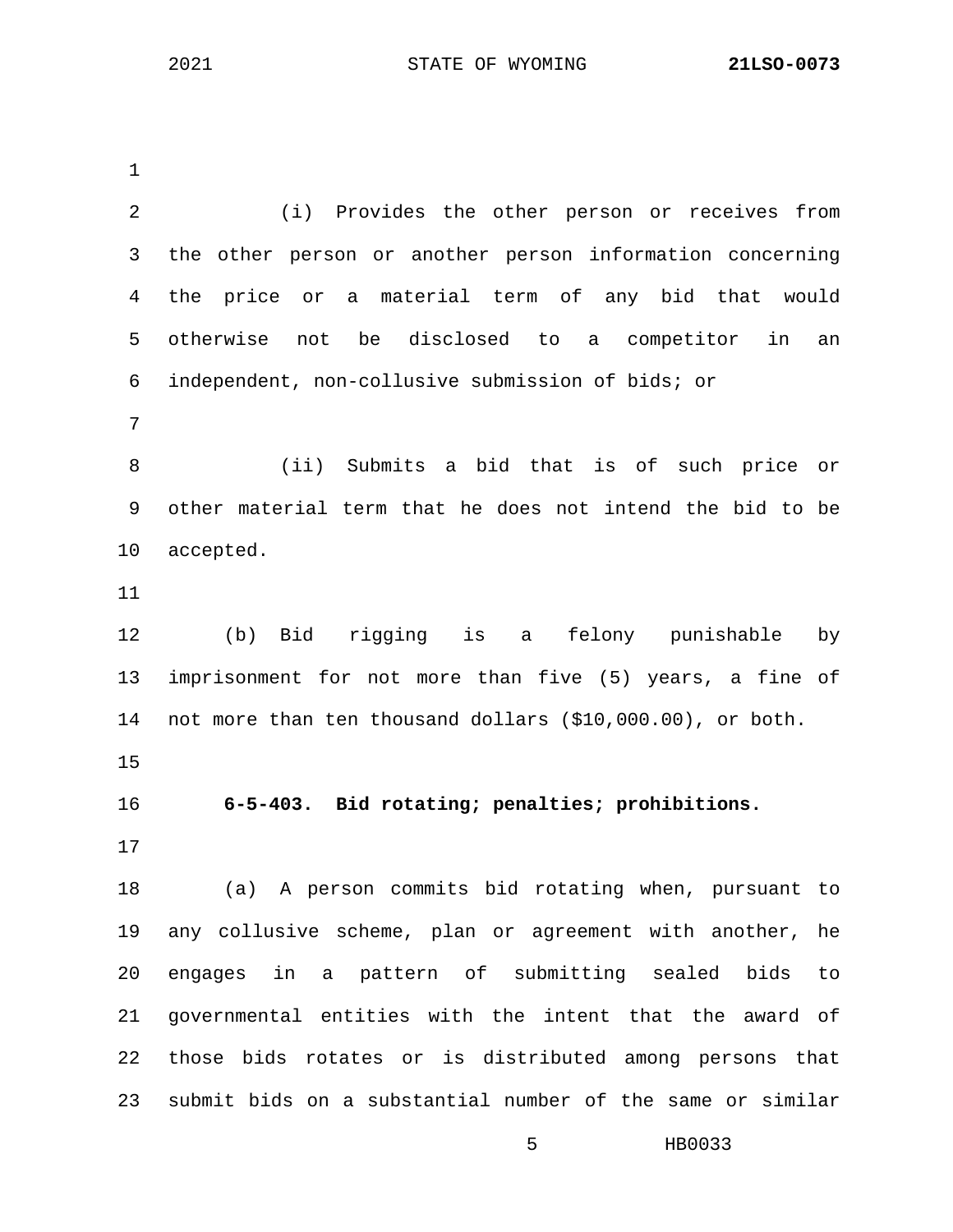(i) Provides the other person or receives from the other person or another person information concerning the price or a material term of any bid that would otherwise not be disclosed to a competitor in an independent, non-collusive submission of bids; or

(ii) Submits a bid that is of such price or other material term that he does not intend the bid to be accepted.

(b) Bid rigging is a felony punishable by imprisonment for not more than five (5) years, a fine of not more than ten thousand dollars ($10,000.00), or both.

**6-5-403. Bid rotating; penalties; prohibitions.**

(a) A person commits bid rotating when, pursuant to any collusive scheme, plan or agreement with another, he engages in a pattern of submitting sealed bids to governmental entities with the intent that the award of those bids rotates or is distributed among persons that submit bids on a substantial number of the same or similar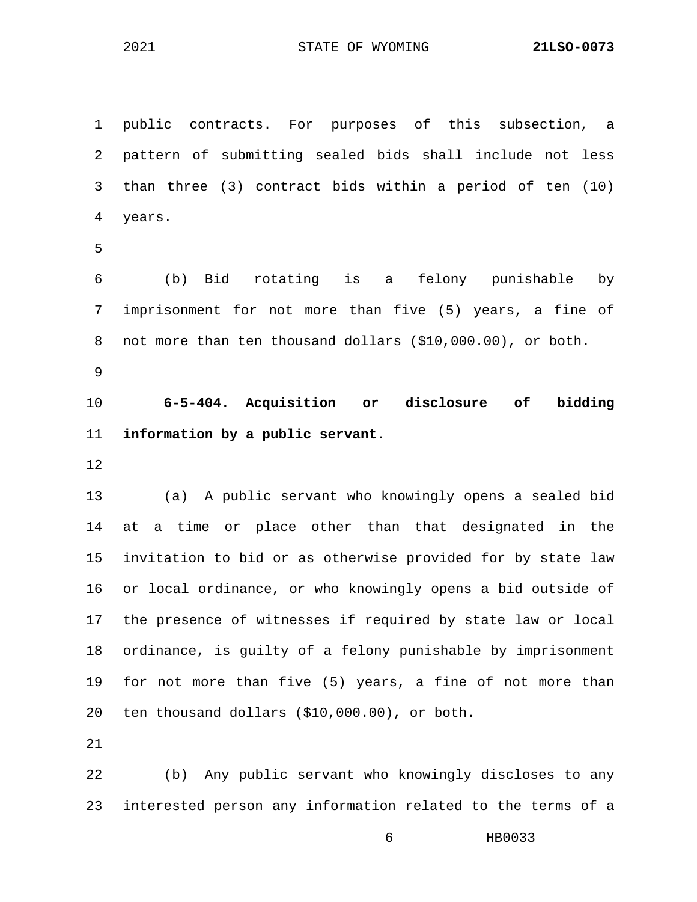public contracts. For purposes of this subsection, a pattern of submitting sealed bids shall include not less than three (3) contract bids within a period of ten (10) years.

(b) Bid rotating is a felony punishable by imprisonment for not more than five (5) years, a fine of not more than ten thousand dollars ($10,000.00), or both.

**6-5-404. Acquisition or disclosure of bidding information by a public servant.**

(a) A public servant who knowingly opens a sealed bid at a time or place other than that designated in the invitation to bid or as otherwise provided for by state law or local ordinance, or who knowingly opens a bid outside of the presence of witnesses if required by state law or local ordinance, is guilty of a felony punishable by imprisonment for not more than five (5) years, a fine of not more than ten thousand dollars ($10,000.00), or both.

(b) Any public servant who knowingly discloses to any interested person any information related to the terms of a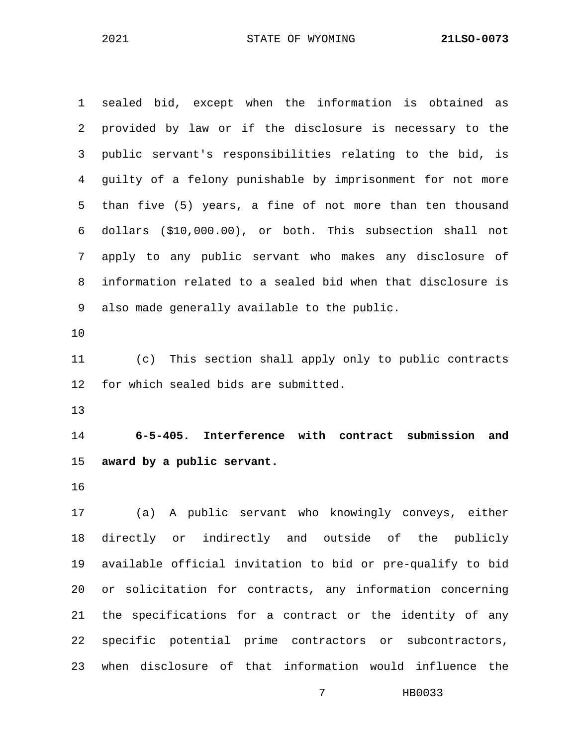sealed bid, except when the information is obtained as provided by law or if the disclosure is necessary to the public servant's responsibilities relating to the bid, is guilty of a felony punishable by imprisonment for not more than five (5) years, a fine of not more than ten thousand dollars ($10,000.00), or both. This subsection shall not apply to any public servant who makes any disclosure of information related to a sealed bid when that disclosure is also made generally available to the public.

(c) This section shall apply only to public contracts for which sealed bids are submitted.

**6-5-405. Interference with contract submission and award by a public servant.**

(a) A public servant who knowingly conveys, either directly or indirectly and outside of the publicly available official invitation to bid or pre-qualify to bid or solicitation for contracts, any information concerning the specifications for a contract or the identity of any specific potential prime contractors or subcontractors, when disclosure of that information would influence the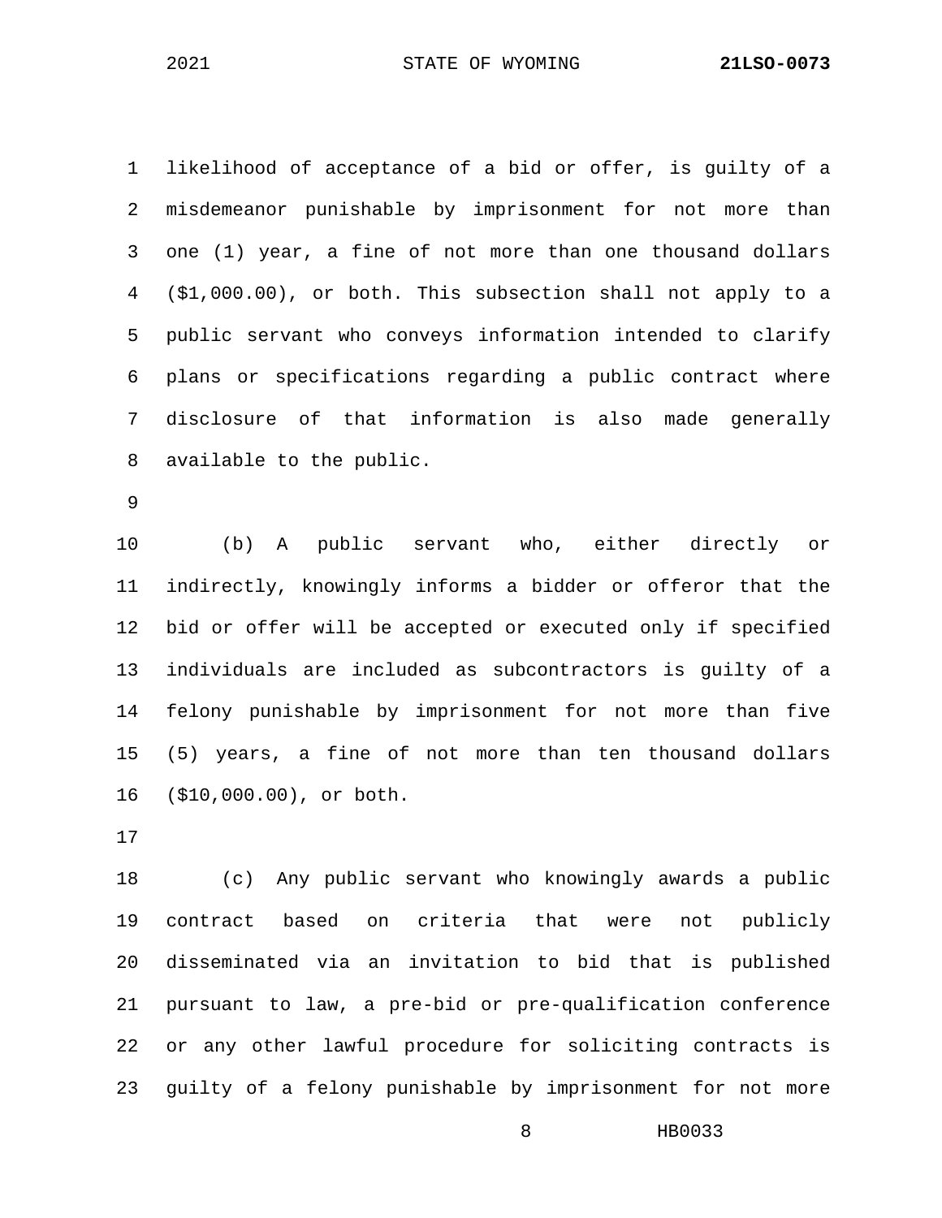likelihood of acceptance of a bid or offer, is guilty of a misdemeanor punishable by imprisonment for not more than one (1) year, a fine of not more than one thousand dollars ($1,000.00), or both. This subsection shall not apply to a public servant who conveys information intended to clarify plans or specifications regarding a public contract where disclosure of that information is also made generally available to the public.

(b) A public servant who, either directly or indirectly, knowingly informs a bidder or offeror that the bid or offer will be accepted or executed only if specified individuals are included as subcontractors is guilty of a felony punishable by imprisonment for not more than five (5) years, a fine of not more than ten thousand dollars ($10,000.00), or both.

(c) Any public servant who knowingly awards a public contract based on criteria that were not publicly disseminated via an invitation to bid that is published pursuant to law, a pre-bid or pre-qualification conference or any other lawful procedure for soliciting contracts is guilty of a felony punishable by imprisonment for not more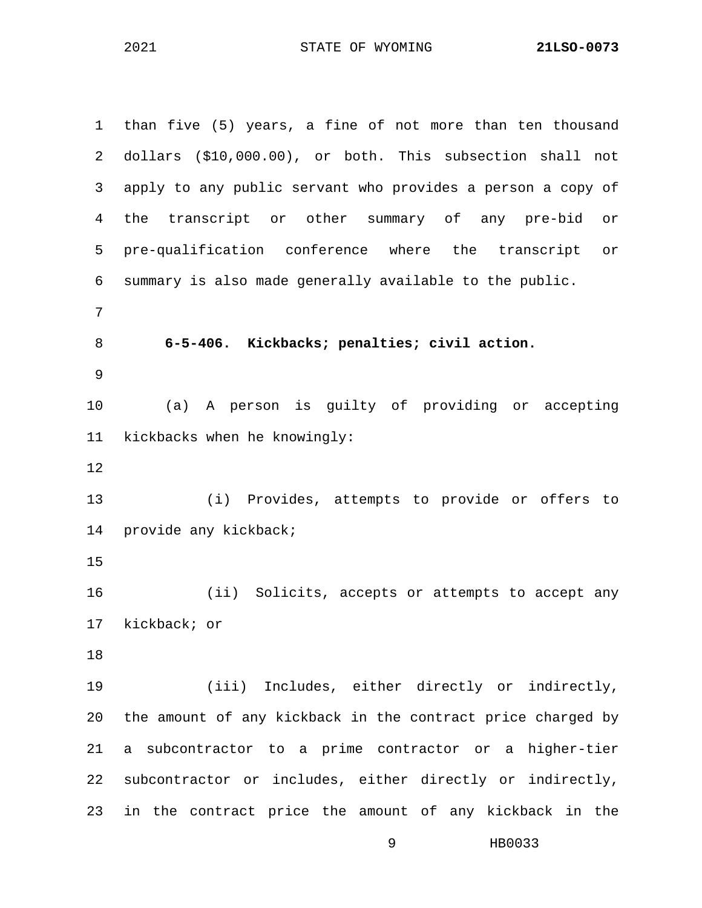than five (5) years, a fine of not more than ten thousand dollars ($10,000.00), or both. This subsection shall not apply to any public servant who provides a person a copy of the transcript or other summary of any pre-bid or pre-qualification conference where the transcript or summary is also made generally available to the public.

**6-5-406. Kickbacks; penalties; civil action.**

(a) A person is guilty of providing or accepting kickbacks when he knowingly:

(i) Provides, attempts to provide or offers to provide any kickback;

(ii) Solicits, accepts or attempts to accept any kickback; or

(iii) Includes, either directly or indirectly, the amount of any kickback in the contract price charged by a subcontractor to a prime contractor or a higher-tier subcontractor or includes, either directly or indirectly, in the contract price the amount of any kickback in the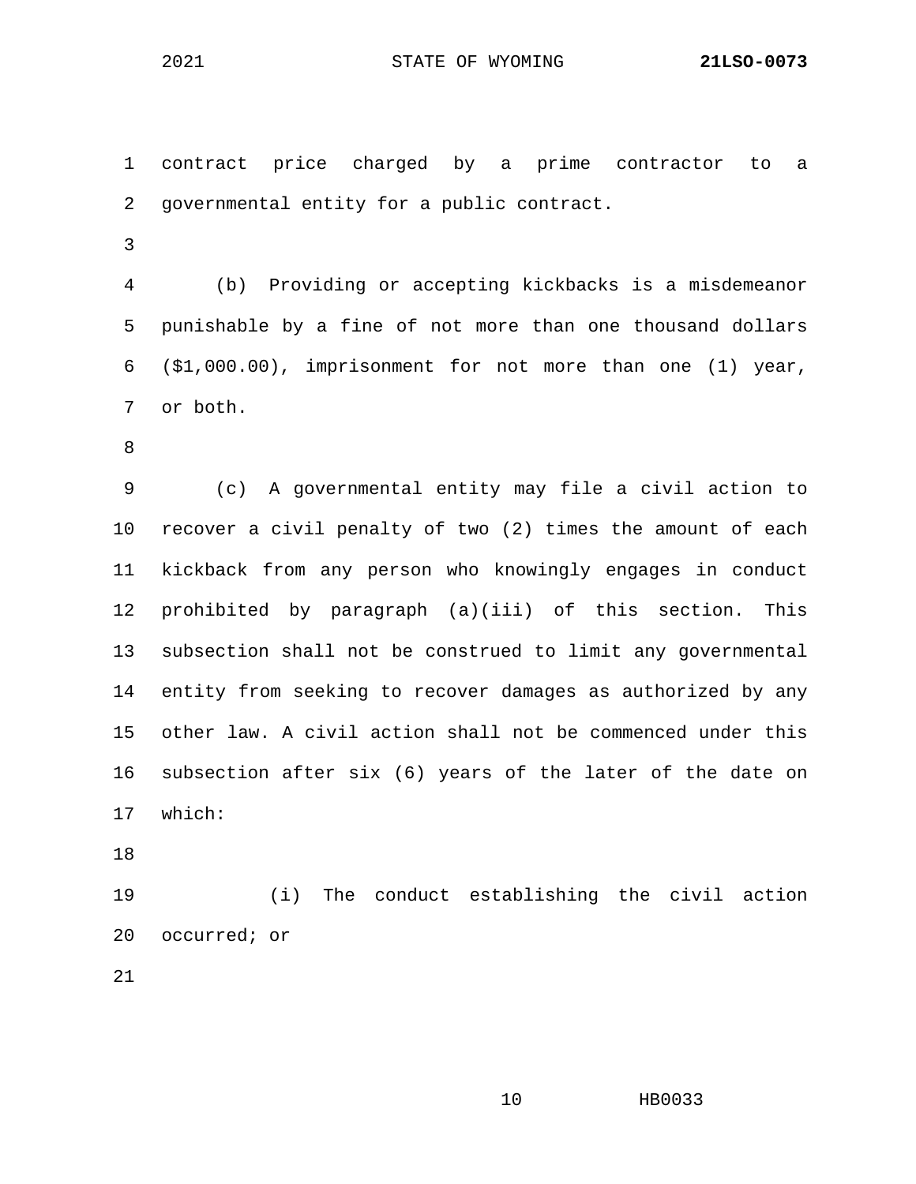contract price charged by a prime contractor to a governmental entity for a public contract.

(b) Providing or accepting kickbacks is a misdemeanor punishable by a fine of not more than one thousand dollars ($1,000.00), imprisonment for not more than one (1) year, or both.

(c) A governmental entity may file a civil action to recover a civil penalty of two (2) times the amount of each kickback from any person who knowingly engages in conduct prohibited by paragraph (a)(iii) of this section. This subsection shall not be construed to limit any governmental entity from seeking to recover damages as authorized by any other law. A civil action shall not be commenced under this subsection after six (6) years of the later of the date on which:

(i) The conduct establishing the civil action occurred; or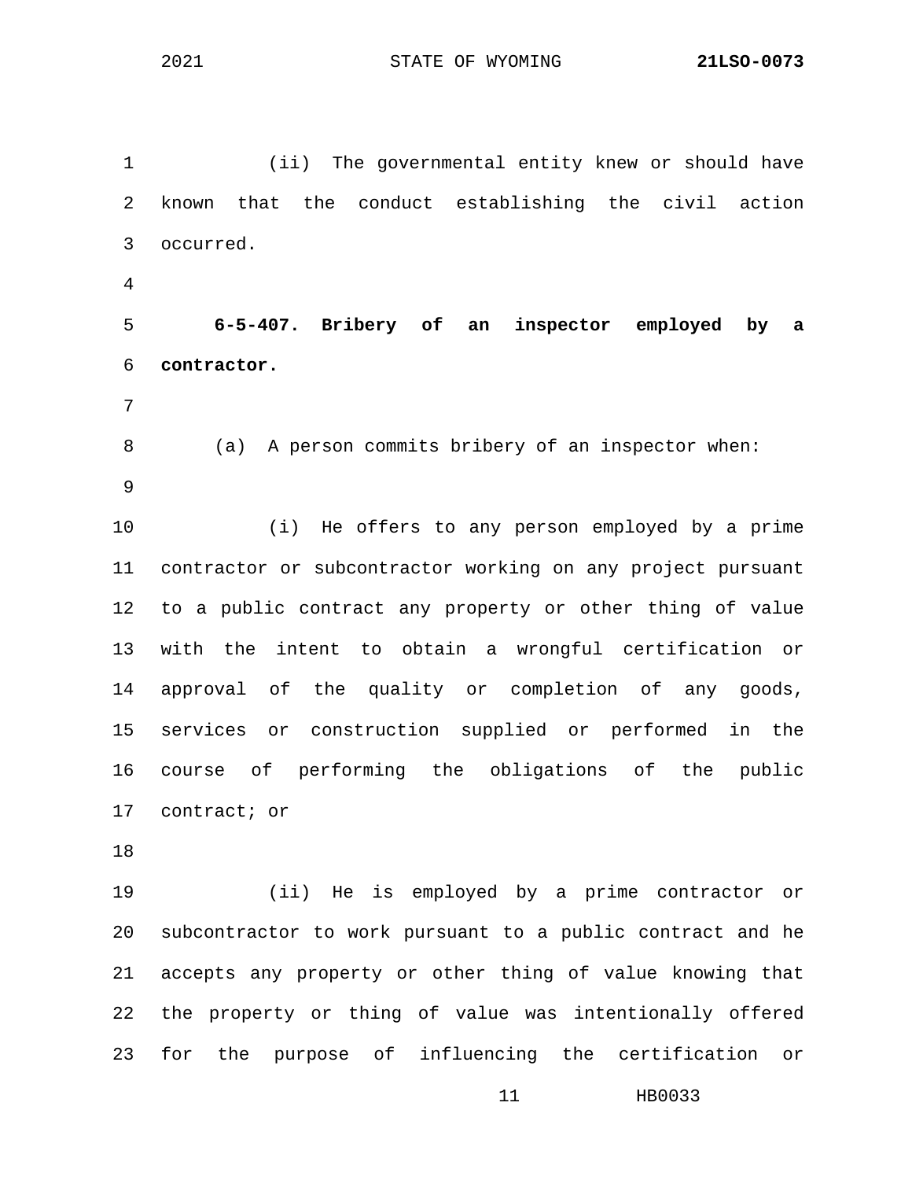(ii) The governmental entity knew or should have known that the conduct establishing the civil action occurred.

**6-5-407. Bribery of an inspector employed by a contractor.**

(a) A person commits bribery of an inspector when:

(i) He offers to any person employed by a prime contractor or subcontractor working on any project pursuant to a public contract any property or other thing of value with the intent to obtain a wrongful certification or approval of the quality or completion of any goods, services or construction supplied or performed in the course of performing the obligations of the public contract; or

(ii) He is employed by a prime contractor or subcontractor to work pursuant to a public contract and he accepts any property or other thing of value knowing that the property or thing of value was intentionally offered for the purpose of influencing the certification or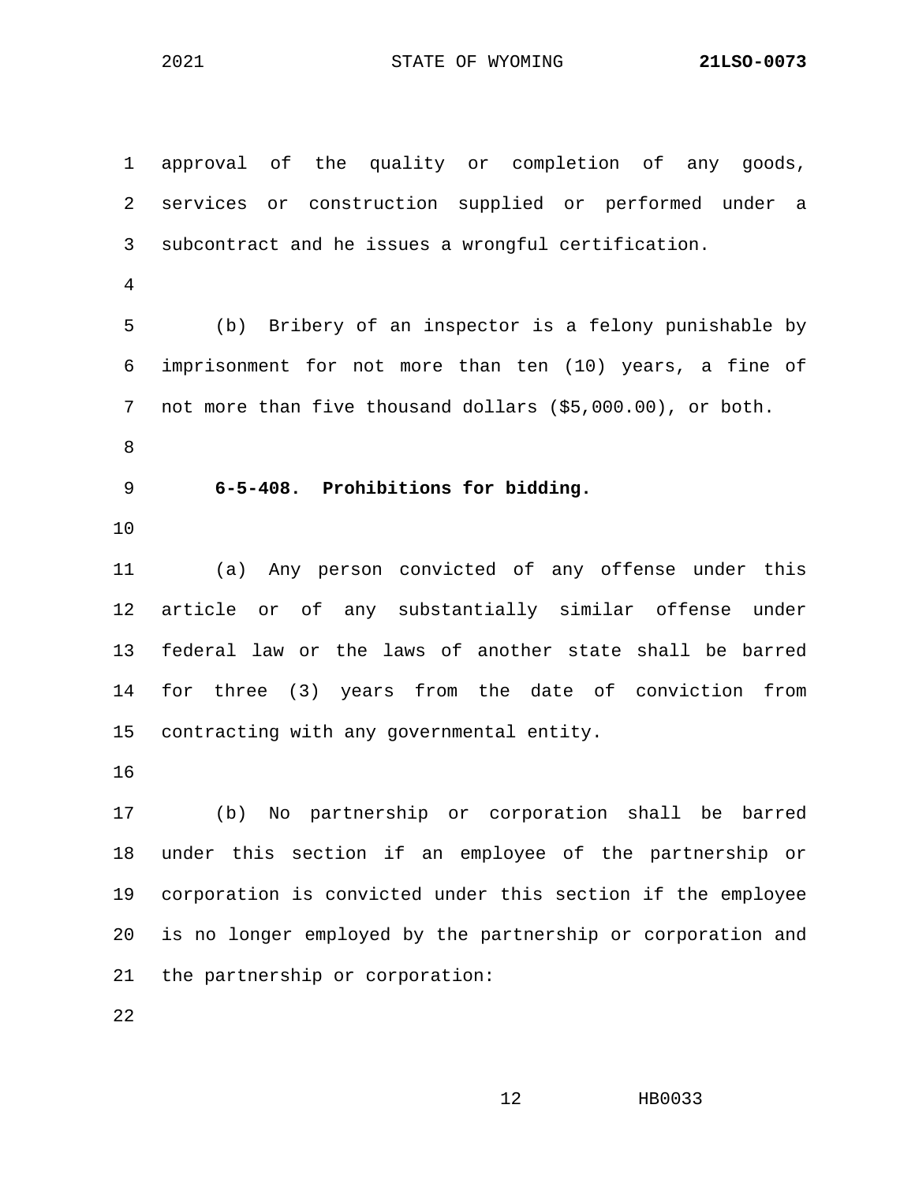approval of the quality or completion of any goods, services or construction supplied or performed under a subcontract and he issues a wrongful certification.

(b) Bribery of an inspector is a felony punishable by imprisonment for not more than ten (10) years, a fine of not more than five thousand dollars ($5,000.00), or both.

**6-5-408. Prohibitions for bidding.**

(a) Any person convicted of any offense under this article or of any substantially similar offense under federal law or the laws of another state shall be barred for three (3) years from the date of conviction from contracting with any governmental entity.

(b) No partnership or corporation shall be barred under this section if an employee of the partnership or corporation is convicted under this section if the employee is no longer employed by the partnership or corporation and the partnership or corporation: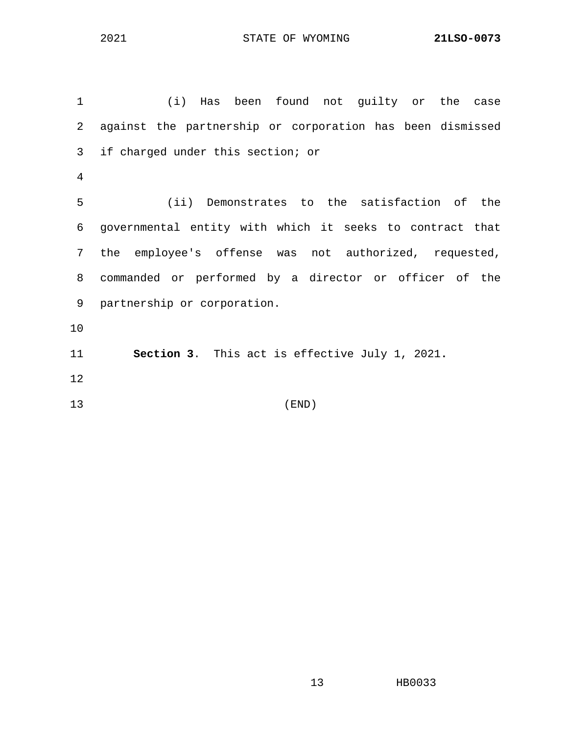(i) Has been found not guilty or the case against the partnership or corporation has been dismissed if charged under this section; or

(ii) Demonstrates to the satisfaction of the governmental entity with which it seeks to contract that the employee's offense was not authorized, requested, commanded or performed by a director or officer of the partnership or corporation.

**Section 3**. This act is effective July 1, 2021.

(END)